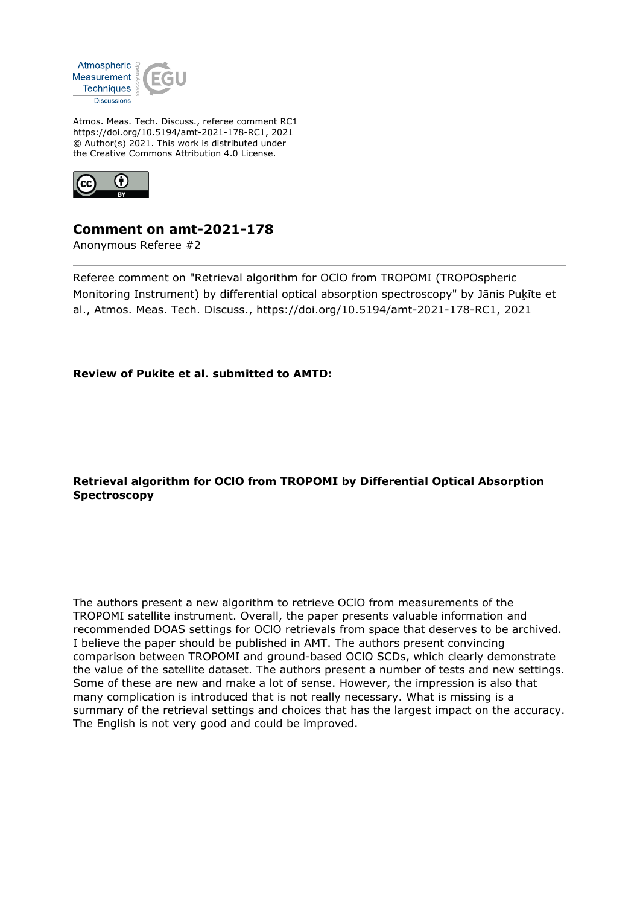Atmos. Meas. Tech. Discuss., referee comment RC1
https://doi.org/10.5194/amt-2021-178-RC1, 2021
© Author(s) 2021. This work is distributed under
the Creative Commons Attribution 4.0 License.

# Comment on amt-2021-178

Anonymous Referee #2

Referee comment on "Retrieval algorithm for OClO from TROPOMI (TROPOspheric Monitoring Instrument) by differential optical absorption spectroscopy" by Jānis Puķīte et al., Atmos. Meas. Tech. Discuss., https://doi.org/10.5194/amt-2021-178-RC1, 2021

**Review of Pukite et al. submitted to AMTD:**

**Retrieval algorithm for OClO from TROPOMI by Differential Optical Absorption Spectroscopy**

The authors present a new algorithm to retrieve OClO from measurements of the TROPOMI satellite instrument. Overall, the paper presents valuable information and recommended DOAS settings for OClO retrievals from space that deserves to be archived. I believe the paper should be published in AMT. The authors present convincing comparison between TROPOMI and ground-based OClO SCDs, which clearly demonstrate the value of the satellite dataset. The authors present a number of tests and new settings. Some of these are new and make a lot of sense. However, the impression is also that many complication is introduced that is not really necessary. What is missing is a summary of the retrieval settings and choices that has the largest impact on the accuracy. The English is not very good and could be improved.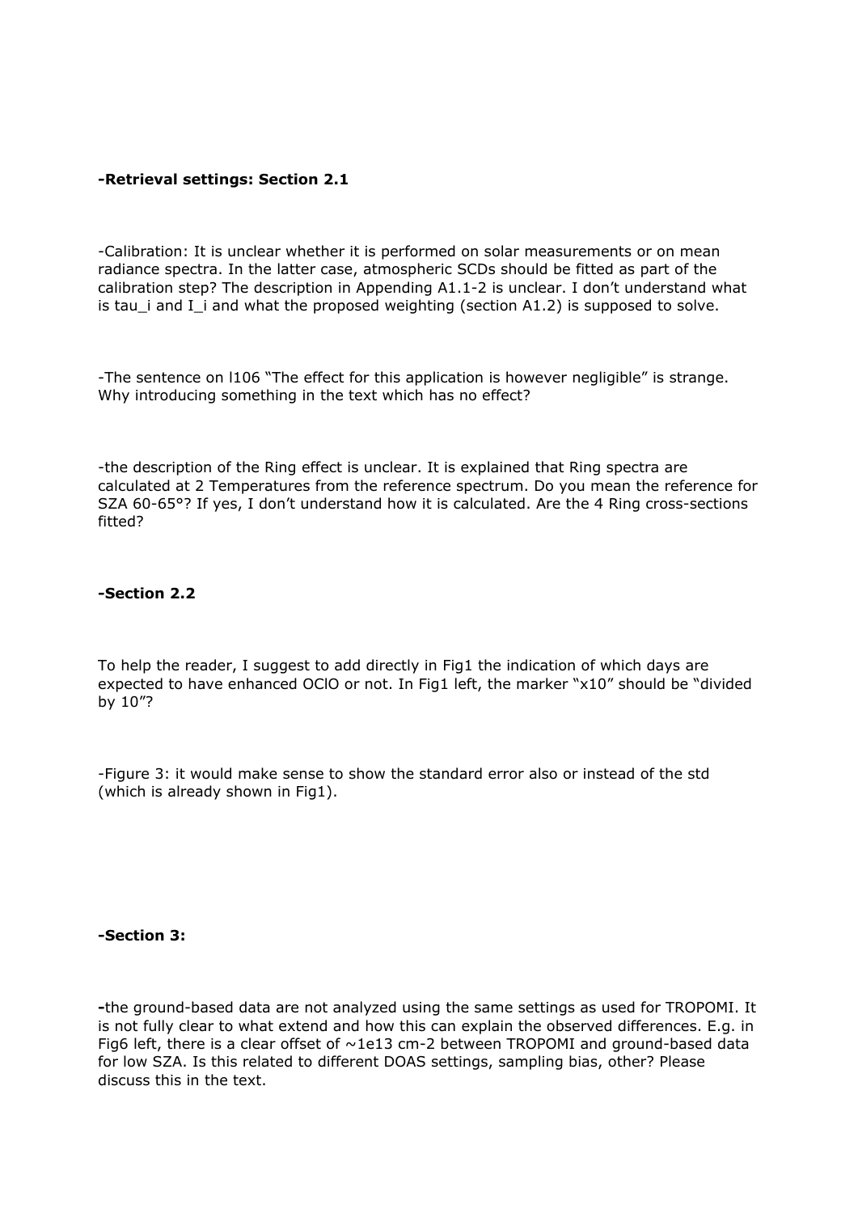**-Retrieval settings: Section 2.1**

-Calibration: It is unclear whether it is performed on solar measurements or on mean radiance spectra. In the latter case, atmospheric SCDs should be fitted as part of the calibration step? The description in Appending A1.1-2 is unclear. I don't understand what is tau_i and I_i and what the proposed weighting (section A1.2) is supposed to solve.

-The sentence on l106 "The effect for this application is however negligible" is strange. Why introducing something in the text which has no effect?

-the description of the Ring effect is unclear. It is explained that Ring spectra are calculated at 2 Temperatures from the reference spectrum. Do you mean the reference for SZA 60-65°? If yes, I don't understand how it is calculated. Are the 4 Ring cross-sections fitted?

**-Section 2.2**

To help the reader, I suggest to add directly in Fig1 the indication of which days are expected to have enhanced OClO or not. In Fig1 left, the marker "x10" should be "divided by 10"?

-Figure 3: it would make sense to show the standard error also or instead of the std (which is already shown in Fig1).

**-Section 3:**

**-**the ground-based data are not analyzed using the same settings as used for TROPOMI. It is not fully clear to what extend and how this can explain the observed differences. E.g. in Fig6 left, there is a clear offset of ~1e13 cm-2 between TROPOMI and ground-based data for low SZA. Is this related to different DOAS settings, sampling bias, other? Please discuss this in the text.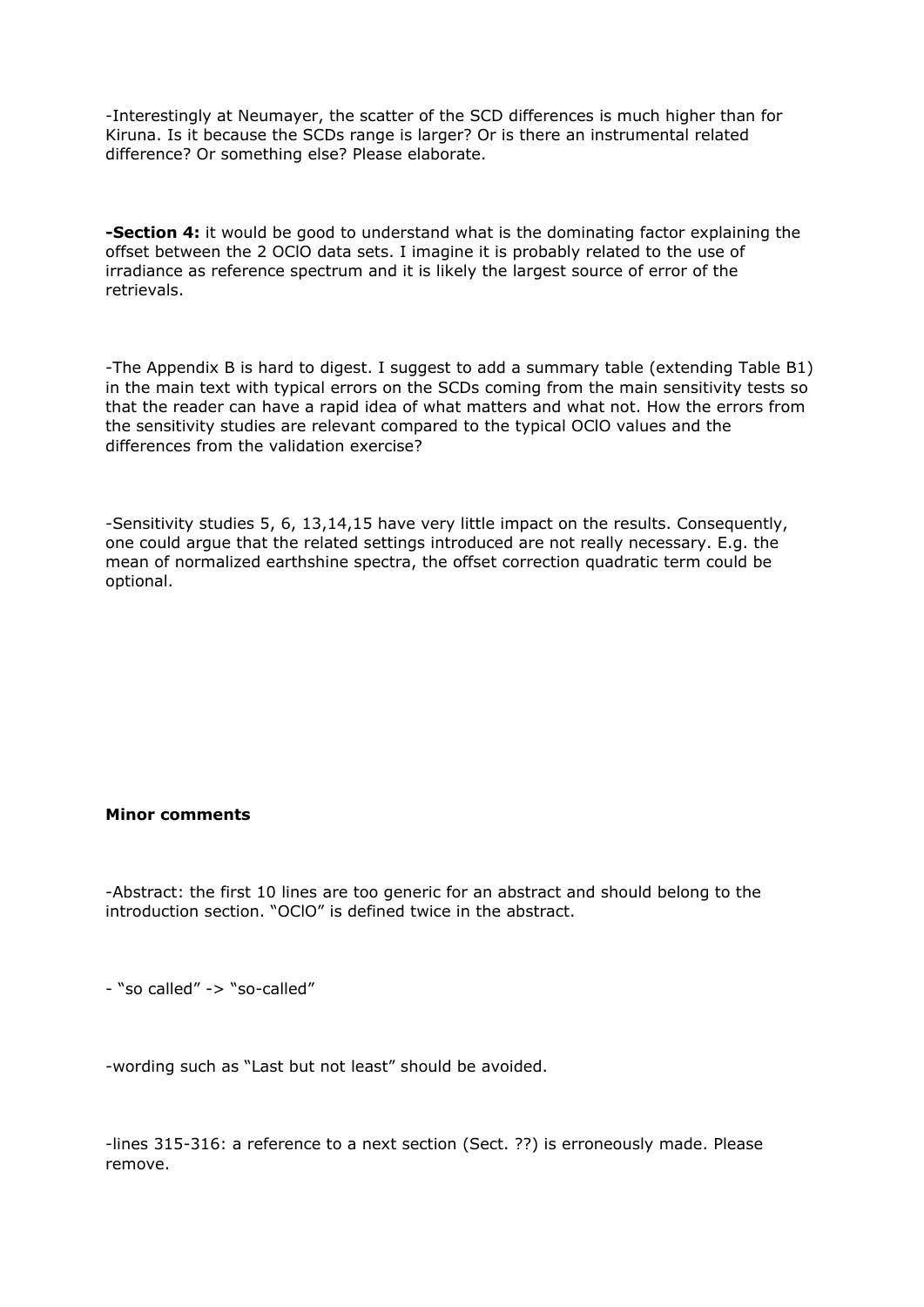-Interestingly at Neumayer, the scatter of the SCD differences is much higher than for Kiruna. Is it because the SCDs range is larger? Or is there an instrumental related difference? Or something else? Please elaborate.

**-Section 4:** it would be good to understand what is the dominating factor explaining the offset between the 2 OClO data sets. I imagine it is probably related to the use of irradiance as reference spectrum and it is likely the largest source of error of the retrievals.

-The Appendix B is hard to digest. I suggest to add a summary table (extending Table B1) in the main text with typical errors on the SCDs coming from the main sensitivity tests so that the reader can have a rapid idea of what matters and what not. How the errors from the sensitivity studies are relevant compared to the typical OClO values and the differences from the validation exercise?

-Sensitivity studies 5, 6, 13,14,15 have very little impact on the results. Consequently, one could argue that the related settings introduced are not really necessary. E.g. the mean of normalized earthshine spectra, the offset correction quadratic term could be optional.

**Minor comments**

-Abstract: the first 10 lines are too generic for an abstract and should belong to the introduction section. "OClO" is defined twice in the abstract.

- "so called" -> "so-called"

-wording such as "Last but not least" should be avoided.

-lines 315-316: a reference to a next section (Sect. ??) is erroneously made. Please remove.